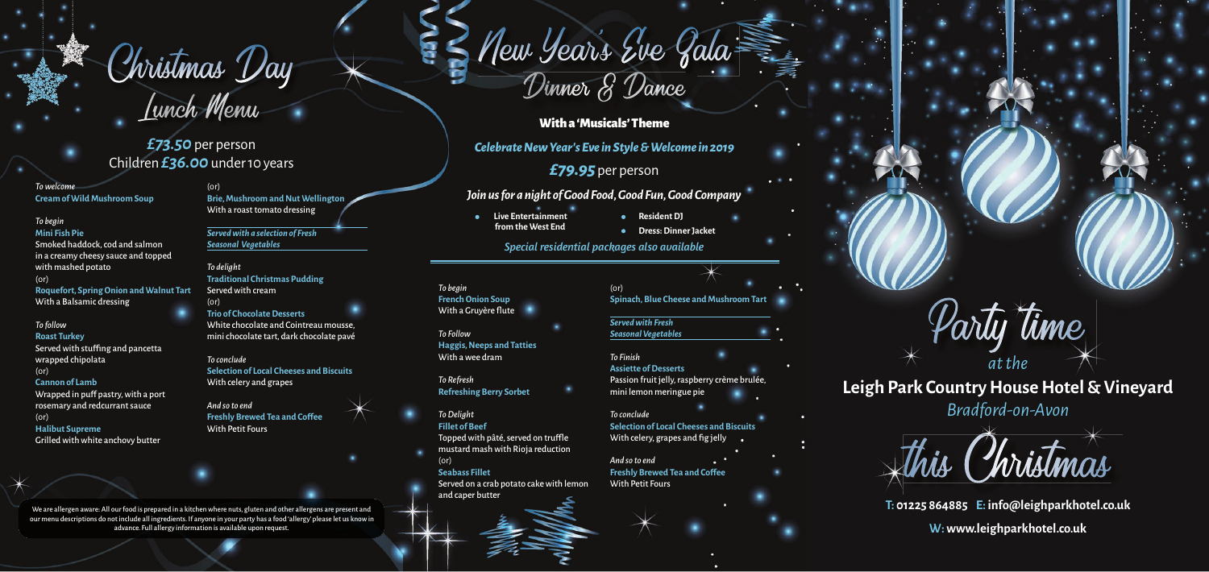# Christmas Day Lunch Menu

**£73.50** per person
Children **£36.00** under 10 years

*To welcome*
**Cream of Wild Mushroom Soup**

*To begin*
**Mini Fish Pie**
Smoked haddock, cod and salmon in a creamy cheesy sauce and topped with mashed potato
(or)
**Roquefort, Spring Onion and Walnut Tart**
With a Balsamic dressing

*To follow*
**Roast Turkey**
Served with stuffing and pancetta wrapped chipolata
(or)
**Cannon of Lamb**
Wrapped in puff pastry, with a port rosemary and redcurrant sauce
(or)
**Halibut Supreme**
Grilled with white anchovy butter
(or)
**Brie, Mushroom and Nut Wellington**
With a roast tomato dressing

*Served with a selection of Fresh Seasonal Vegetables*

*To delight*
**Traditional Christmas Pudding**
Served with cream
(or)
**Trio of Chocolate Desserts**
White chocolate and Cointreau mousse, mini chocolate tart, dark chocolate pavé

*To conclude*
**Selection of Local Cheeses and Biscuits**
With celery and grapes

*And so to end*
**Freshly Brewed Tea and Coffee**
With Petit Fours

We are allergen aware: All our food is prepared in a kitchen where nuts, gluten and other allergens are present and our menu descriptions do not include all ingredients. If anyone in your party has a food 'allergy' please let us know in advance. Full allergy information is available upon request.

# New Year's Eve Gala Dinner & Dance

## With a 'Musicals' Theme

*Celebrate New Year's Eve in Style & Welcome in 2019*

**£79.95** per person

*Join us for a night of Good Food, Good Fun, Good Company*

- **Live Entertainment from the West End**
- **Resident DJ**
- **Dress: Dinner Jacket**

*Special residential packages also available*

*To begin*
**French Onion Soup**
With a Gruyère flute
(or)
**Spinach, Blue Cheese and Mushroom Tart**

*To Follow*
**Haggis, Neeps and Tatties**
With a wee dram

*To Refresh*
**Refreshing Berry Sorbet**

*To Delight*
**Fillet of Beef**
Topped with pâté, served on truffle mustard mash with Rioja reduction
(or)
**Seabass Fillet**
Served on a crab potato cake with lemon and caper butter

*Served with Fresh Seasonal Vegetables*

*To Finish*
**Assiette of Desserts**
Passion fruit jelly, raspberry crème brulée, mini lemon meringue pie

*To conclude*
**Selection of Local Cheeses and Biscuits**
With celery, grapes and fig jelly

*And so to end*
**Freshly Brewed Tea and Coffee**
With Petit Fours

# Party time at the

## Leigh Park Country House Hotel & Vineyard

*Bradford-on-Avon*

# this Christmas

**T:** **01225 864885** **E:** **info@leighparkhotel.co.uk**

**W:** **www.leighparkhotel.co.uk**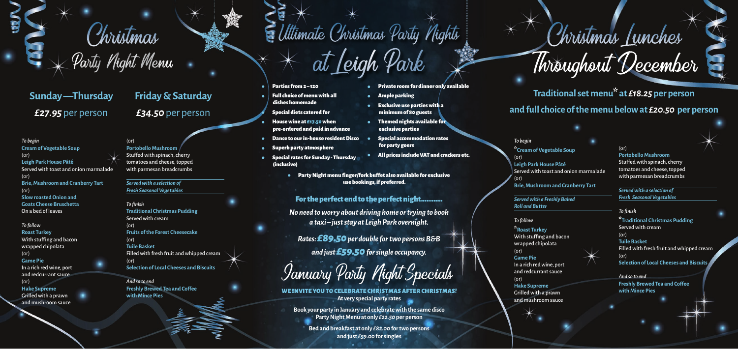# Christmas Party Night Menu

## Sunday—Thursday

***£27.95*** per person

## Friday & Saturday

***£34.50*** per person

*To begin*

**Cream of Vegetable Soup**
(or)
**Leigh Park House Pâté**
Served with toast and onion marmalade
(or)
**Brie, Mushroom and Cranberry Tart**
(or)
**Slow roasted Onion and Goats Cheese Bruschetta**
On a bed of leaves
(or)
**Portobello Mushroom**
Stuffed with spinach, cherry tomatoes and cheese, topped with parmesan breadcrumbs

*To follow*

**Roast Turkey**
With stuffing and bacon wrapped chipolata
(or)
**Game Pie**
In a rich red wine, port and redcurrant sauce
(or)
**Hake Supreme**
Grilled with a prawn and mushroom sauce

*Served with a selection of Fresh Seasonal Vegetables*

*To finish*

**Traditional Christmas Pudding**
Served with cream
(or)
**Fruits of the Forest Cheesecake**
(or)
**Tuile Basket**
Filled with fresh fruit and whipped cream
(or)
**Selection of Local Cheeses and Biscuits**

*And so to end*

**Freshly Brewed Tea and Coffee with Mince Pies**

# Ultimate Christmas Party Nights at Leigh Park

- **Parties from 2–120**
- **Full choice of menu with all dishes homemade**
- **Special diets catered for**
- **House wine at £17.50 when pre-ordered and paid in advance**
- **Dance to our in-house resident Disco**
- **Superb party atmosphere**
- **Special rates for Sunday - Thursday (inclusive)**
- **Private room for dinner only available**
- **Ample parking**
- **Exclusive use parties with a minimum of 80 guests**
- **Themed nights available for exclusive parties**
- **Special accommodation rates for party goers**
- **All prices include VAT and crackers etc.**
- **Party Night menu finger/fork buffet also available for exclusive use bookings, if preferred.**

### For the perfect end to the perfect night...........

*No need to worry about driving home or trying to book a taxi – just stay at Leigh Park overnight.*

*Rates:* ***£89.50*** *per double for two persons B&B and just* ***£59.50*** *for single occupancy.*

# January Party Night Specials

**WE INVITE YOU TO CELEBRATE CHRISTMAS AFTER CHRISTMAS!**

**At very special party rates**

**Book your party in January and celebrate with the same disco Party Night Menu at only *£22.50* per person**

**Bed and breakfast at only *£82.00* for two persons and just *£59.00* for singles**

# Christmas Lunches Throughout December

## Traditional set menu* at *£18.25* per person and full choice of the menu below at *£20.50* per person

*To begin*

***Cream of Vegetable Soup**
(or)
**Leigh Park House Pâté**
Served with toast and onion marmalade
(or)
**Brie, Mushroom and Cranberry Tart**
(or)
**Portobello Mushroom**
Stuffed with spinach, cherry tomatoes and cheese, topped with parmesan breadcrumbs

*Served with a Freshly Baked Roll and Butter*

*To follow*

***Roast Turkey**
With stuffing and bacon wrapped chipolata
(or)
**Game Pie**
In a rich red wine, port and redcurrant sauce
(or)
**Hake Supreme**
Grilled with a prawn and mushroom sauce

*Served with a selection of Fresh Seasonal Vegetables*

*To finish*

***Traditional Christmas Pudding**
Served with cream
(or)
**Tuile Basket**
Filled with fresh fruit and whipped cream
(or)
**Selection of Local Cheeses and Biscuits**

*And so to end*

**Freshly Brewed Tea and Coffee with Mince Pies**